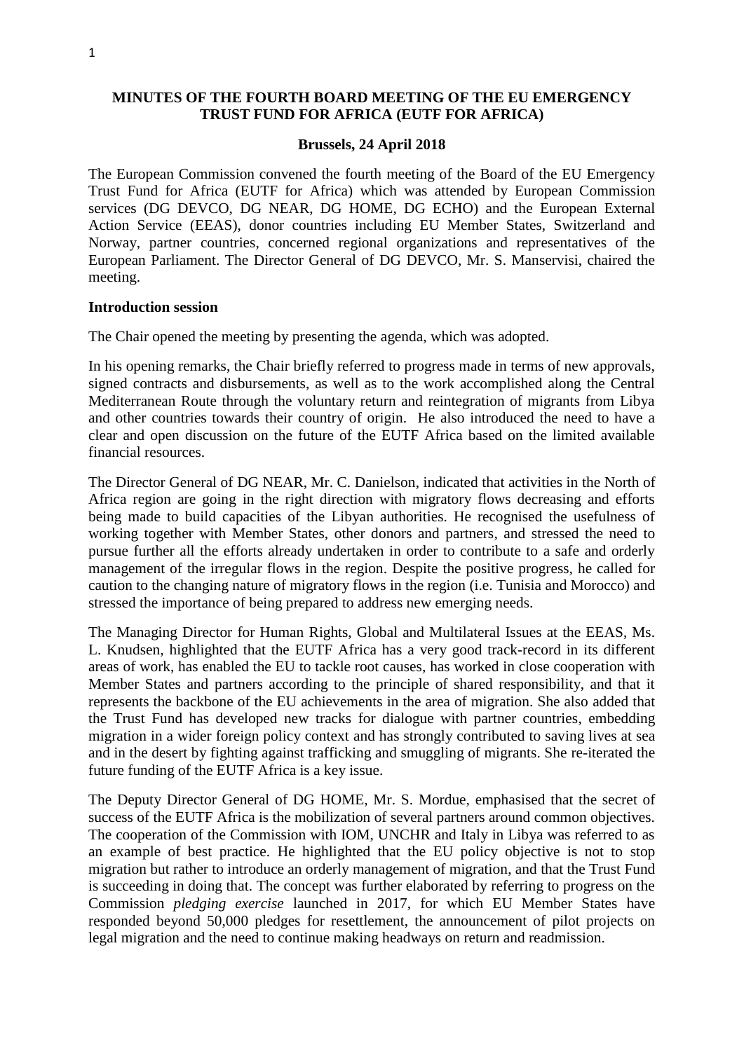**MINUTES OF THE FOURTH BOARD MEETING OF THE EU EMERGENCY TRUST FUND FOR AFRICA (EUTF FOR AFRICA)**

**Brussels, 24 April 2018**

The European Commission convened the fourth meeting of the Board of the EU Emergency Trust Fund for Africa (EUTF for Africa) which was attended by European Commission services (DG DEVCO, DG NEAR, DG HOME, DG ECHO) and the European External Action Service (EEAS), donor countries including EU Member States, Switzerland and Norway, partner countries, concerned regional organizations and representatives of the European Parliament. The Director General of DG DEVCO, Mr. S. Manservisi, chaired the meeting.

**Introduction session**

The Chair opened the meeting by presenting the agenda, which was adopted.

In his opening remarks, the Chair briefly referred to progress made in terms of new approvals, signed contracts and disbursements, as well as to the work accomplished along the Central Mediterranean Route through the voluntary return and reintegration of migrants from Libya and other countries towards their country of origin. He also introduced the need to have a clear and open discussion on the future of the EUTF Africa based on the limited available financial resources.

The Director General of DG NEAR, Mr. C. Danielson, indicated that activities in the North of Africa region are going in the right direction with migratory flows decreasing and efforts being made to build capacities of the Libyan authorities. He recognised the usefulness of working together with Member States, other donors and partners, and stressed the need to pursue further all the efforts already undertaken in order to contribute to a safe and orderly management of the irregular flows in the region. Despite the positive progress, he called for caution to the changing nature of migratory flows in the region (i.e. Tunisia and Morocco) and stressed the importance of being prepared to address new emerging needs.

The Managing Director for Human Rights, Global and Multilateral Issues at the EEAS, Ms. L. Knudsen, highlighted that the EUTF Africa has a very good track-record in its different areas of work, has enabled the EU to tackle root causes, has worked in close cooperation with Member States and partners according to the principle of shared responsibility, and that it represents the backbone of the EU achievements in the area of migration. She also added that the Trust Fund has developed new tracks for dialogue with partner countries, embedding migration in a wider foreign policy context and has strongly contributed to saving lives at sea and in the desert by fighting against trafficking and smuggling of migrants. She re-iterated the future funding of the EUTF Africa is a key issue.

The Deputy Director General of DG HOME, Mr. S. Mordue, emphasised that the secret of success of the EUTF Africa is the mobilization of several partners around common objectives. The cooperation of the Commission with IOM, UNCHR and Italy in Libya was referred to as an example of best practice. He highlighted that the EU policy objective is not to stop migration but rather to introduce an orderly management of migration, and that the Trust Fund is succeeding in doing that. The concept was further elaborated by referring to progress on the Commission *pledging exercise* launched in 2017, for which EU Member States have responded beyond 50,000 pledges for resettlement, the announcement of pilot projects on legal migration and the need to continue making headways on return and readmission.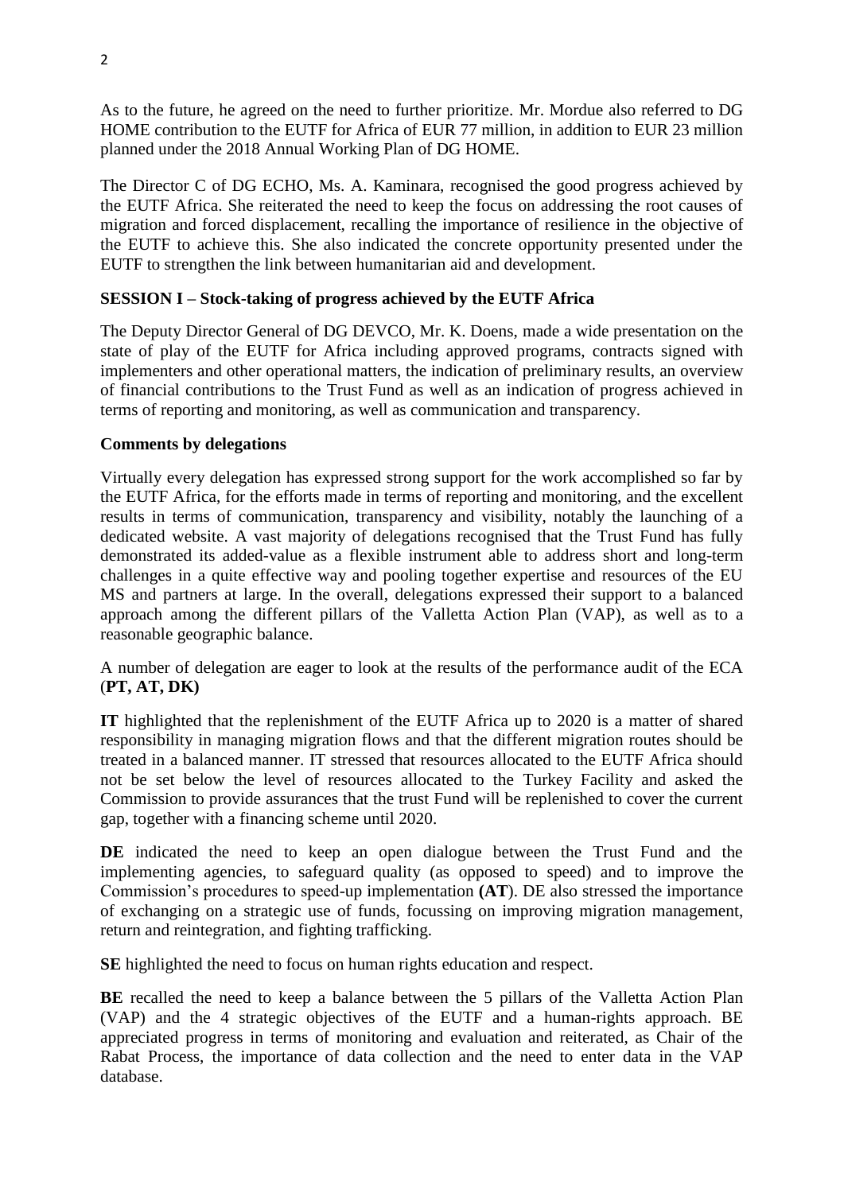As to the future, he agreed on the need to further prioritize. Mr. Mordue also referred to DG HOME contribution to the EUTF for Africa of EUR 77 million, in addition to EUR 23 million planned under the 2018 Annual Working Plan of DG HOME.

The Director C of DG ECHO, Ms. A. Kaminara, recognised the good progress achieved by the EUTF Africa. She reiterated the need to keep the focus on addressing the root causes of migration and forced displacement, recalling the importance of resilience in the objective of the EUTF to achieve this. She also indicated the concrete opportunity presented under the EUTF to strengthen the link between humanitarian aid and development.

**SESSION I – Stock-taking of progress achieved by the EUTF Africa**

The Deputy Director General of DG DEVCO, Mr. K. Doens, made a wide presentation on the state of play of the EUTF for Africa including approved programs, contracts signed with implementers and other operational matters, the indication of preliminary results, an overview of financial contributions to the Trust Fund as well as an indication of progress achieved in terms of reporting and monitoring, as well as communication and transparency.

**Comments by delegations**

Virtually every delegation has expressed strong support for the work accomplished so far by the EUTF Africa, for the efforts made in terms of reporting and monitoring, and the excellent results in terms of communication, transparency and visibility, notably the launching of a dedicated website. A vast majority of delegations recognised that the Trust Fund has fully demonstrated its added-value as a flexible instrument able to address short and long-term challenges in a quite effective way and pooling together expertise and resources of the EU MS and partners at large. In the overall, delegations expressed their support to a balanced approach among the different pillars of the Valletta Action Plan (VAP), as well as to a reasonable geographic balance.

A number of delegation are eager to look at the results of the performance audit of the ECA (**PT, AT, DK)**

**IT** highlighted that the replenishment of the EUTF Africa up to 2020 is a matter of shared responsibility in managing migration flows and that the different migration routes should be treated in a balanced manner. IT stressed that resources allocated to the EUTF Africa should not be set below the level of resources allocated to the Turkey Facility and asked the Commission to provide assurances that the trust Fund will be replenished to cover the current gap, together with a financing scheme until 2020.

**DE** indicated the need to keep an open dialogue between the Trust Fund and the implementing agencies, to safeguard quality (as opposed to speed) and to improve the Commission's procedures to speed-up implementation **(AT**). DE also stressed the importance of exchanging on a strategic use of funds, focussing on improving migration management, return and reintegration, and fighting trafficking.

**SE** highlighted the need to focus on human rights education and respect.

**BE** recalled the need to keep a balance between the 5 pillars of the Valletta Action Plan (VAP) and the 4 strategic objectives of the EUTF and a human-rights approach. BE appreciated progress in terms of monitoring and evaluation and reiterated, as Chair of the Rabat Process, the importance of data collection and the need to enter data in the VAP database.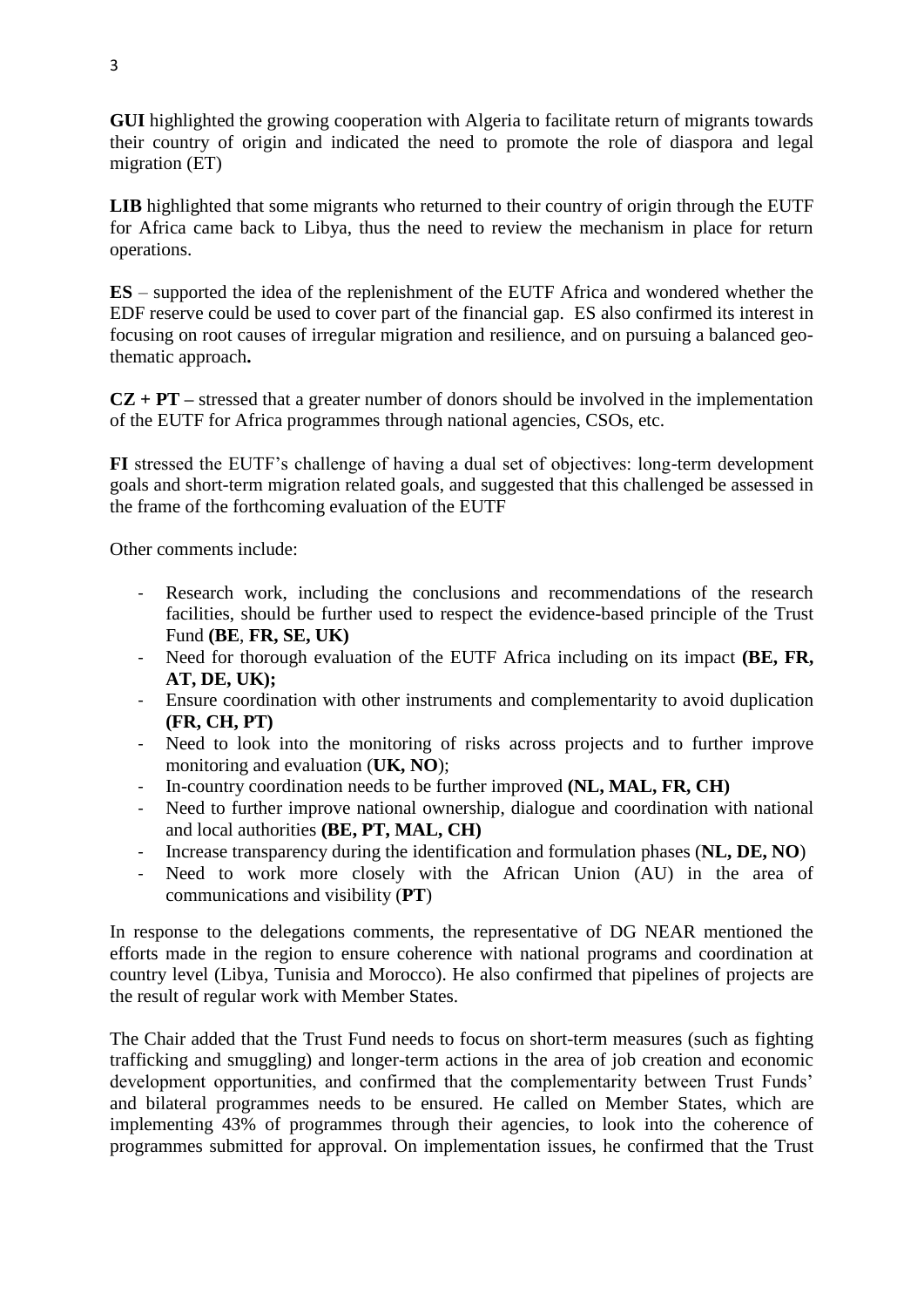**GUI** highlighted the growing cooperation with Algeria to facilitate return of migrants towards their country of origin and indicated the need to promote the role of diaspora and legal migration (ET)

**LIB** highlighted that some migrants who returned to their country of origin through the EUTF for Africa came back to Libya, thus the need to review the mechanism in place for return operations.

**ES** – supported the idea of the replenishment of the EUTF Africa and wondered whether the EDF reserve could be used to cover part of the financial gap. ES also confirmed its interest in focusing on root causes of irregular migration and resilience, and on pursuing a balanced geo-thematic approach**.**

**CZ + PT –** stressed that a greater number of donors should be involved in the implementation of the EUTF for Africa programmes through national agencies, CSOs, etc.

**FI** stressed the EUTF's challenge of having a dual set of objectives: long-term development goals and short-term migration related goals, and suggested that this challenged be assessed in the frame of the forthcoming evaluation of the EUTF

Other comments include:

- Research work, including the conclusions and recommendations of the research facilities, should be further used to respect the evidence-based principle of the Trust Fund **(BE**, **FR, SE, UK)**
- Need for thorough evaluation of the EUTF Africa including on its impact **(BE, FR, AT, DE, UK);**
- Ensure coordination with other instruments and complementarity to avoid duplication **(FR, CH, PT)**
- Need to look into the monitoring of risks across projects and to further improve monitoring and evaluation (**UK, NO**);
- In-country coordination needs to be further improved **(NL, MAL, FR, CH)**
- Need to further improve national ownership, dialogue and coordination with national and local authorities **(BE, PT, MAL, CH)**
- Increase transparency during the identification and formulation phases (**NL, DE, NO**)
- Need to work more closely with the African Union (AU) in the area of communications and visibility (**PT**)

In response to the delegations comments, the representative of DG NEAR mentioned the efforts made in the region to ensure coherence with national programs and coordination at country level (Libya, Tunisia and Morocco). He also confirmed that pipelines of projects are the result of regular work with Member States.

The Chair added that the Trust Fund needs to focus on short-term measures (such as fighting trafficking and smuggling) and longer-term actions in the area of job creation and economic development opportunities, and confirmed that the complementarity between Trust Funds' and bilateral programmes needs to be ensured. He called on Member States, which are implementing 43% of programmes through their agencies, to look into the coherence of programmes submitted for approval. On implementation issues, he confirmed that the Trust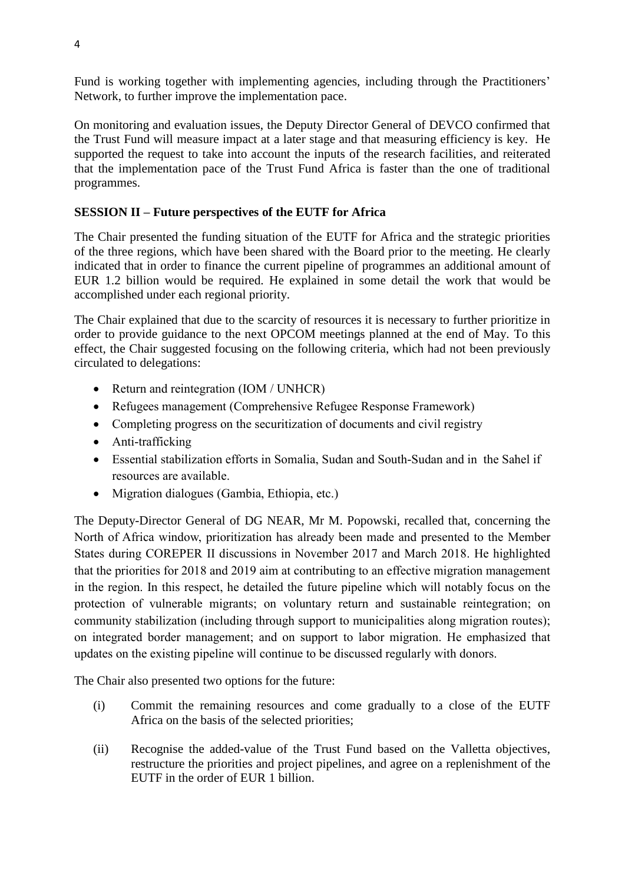Fund is working together with implementing agencies, including through the Practitioners' Network, to further improve the implementation pace.

On monitoring and evaluation issues, the Deputy Director General of DEVCO confirmed that the Trust Fund will measure impact at a later stage and that measuring efficiency is key. He supported the request to take into account the inputs of the research facilities, and reiterated that the implementation pace of the Trust Fund Africa is faster than the one of traditional programmes.

**SESSION II – Future perspectives of the EUTF for Africa**

The Chair presented the funding situation of the EUTF for Africa and the strategic priorities of the three regions, which have been shared with the Board prior to the meeting. He clearly indicated that in order to finance the current pipeline of programmes an additional amount of EUR 1.2 billion would be required. He explained in some detail the work that would be accomplished under each regional priority.

The Chair explained that due to the scarcity of resources it is necessary to further prioritize in order to provide guidance to the next OPCOM meetings planned at the end of May. To this effect, the Chair suggested focusing on the following criteria, which had not been previously circulated to delegations:

- Return and reintegration (IOM / UNHCR)
- Refugees management (Comprehensive Refugee Response Framework)
- Completing progress on the securitization of documents and civil registry
- Anti-trafficking
- Essential stabilization efforts in Somalia, Sudan and South-Sudan and in the Sahel if resources are available.
- Migration dialogues (Gambia, Ethiopia, etc.)

The Deputy-Director General of DG NEAR, Mr M. Popowski, recalled that, concerning the North of Africa window, prioritization has already been made and presented to the Member States during COREPER II discussions in November 2017 and March 2018. He highlighted that the priorities for 2018 and 2019 aim at contributing to an effective migration management in the region. In this respect, he detailed the future pipeline which will notably focus on the protection of vulnerable migrants; on voluntary return and sustainable reintegration; on community stabilization (including through support to municipalities along migration routes); on integrated border management; and on support to labor migration. He emphasized that updates on the existing pipeline will continue to be discussed regularly with donors.

The Chair also presented two options for the future:

(i) Commit the remaining resources and come gradually to a close of the EUTF Africa on the basis of the selected priorities;

(ii) Recognise the added-value of the Trust Fund based on the Valletta objectives, restructure the priorities and project pipelines, and agree on a replenishment of the EUTF in the order of EUR 1 billion.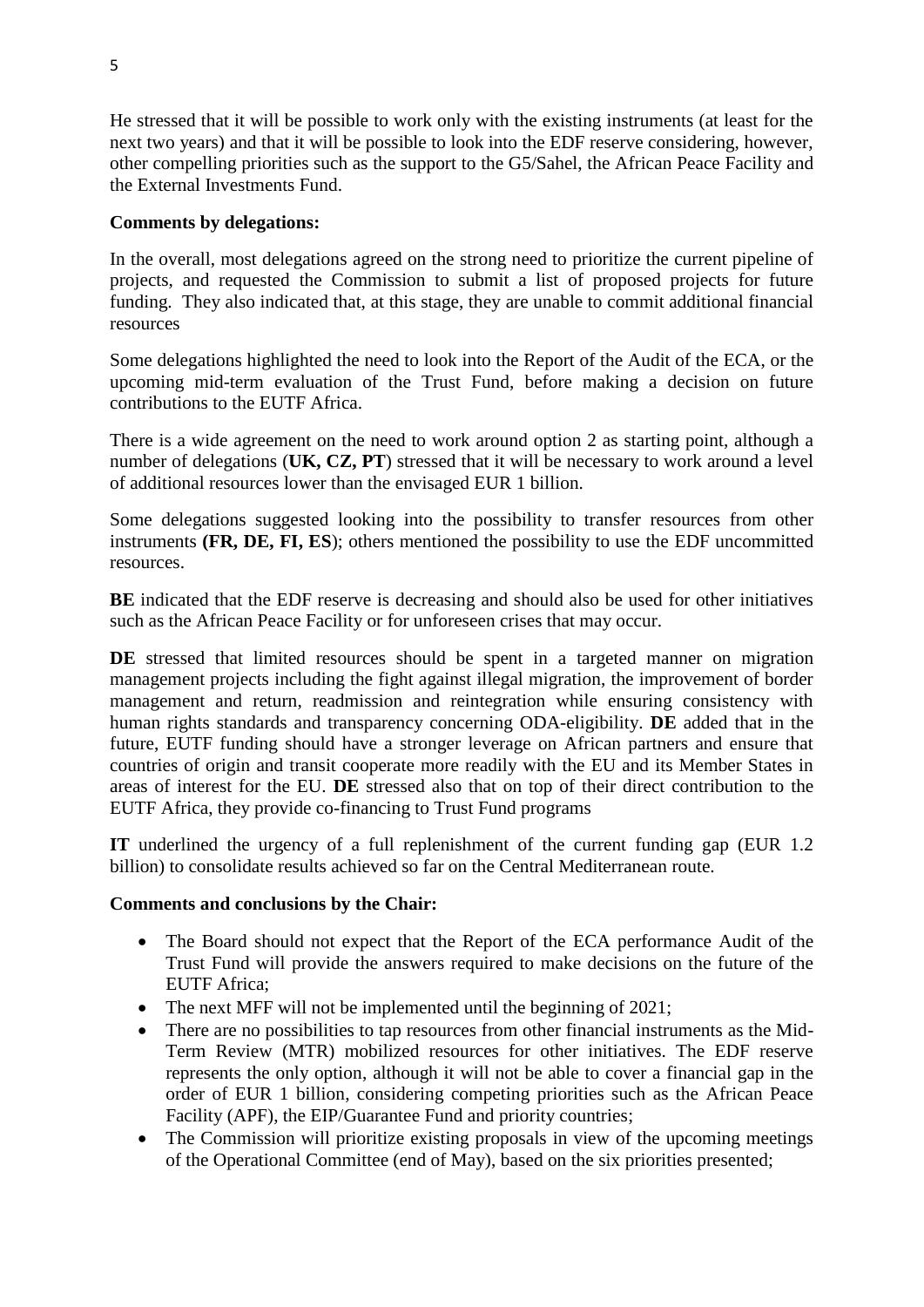He stressed that it will be possible to work only with the existing instruments (at least for the next two years) and that it will be possible to look into the EDF reserve considering, however, other compelling priorities such as the support to the G5/Sahel, the African Peace Facility and the External Investments Fund.

**Comments by delegations:**

In the overall, most delegations agreed on the strong need to prioritize the current pipeline of projects, and requested the Commission to submit a list of proposed projects for future funding. They also indicated that, at this stage, they are unable to commit additional financial resources

Some delegations highlighted the need to look into the Report of the Audit of the ECA, or the upcoming mid-term evaluation of the Trust Fund, before making a decision on future contributions to the EUTF Africa.

There is a wide agreement on the need to work around option 2 as starting point, although a number of delegations (**UK, CZ, PT**) stressed that it will be necessary to work around a level of additional resources lower than the envisaged EUR 1 billion.

Some delegations suggested looking into the possibility to transfer resources from other instruments **(FR, DE, FI, ES**); others mentioned the possibility to use the EDF uncommitted resources.

**BE** indicated that the EDF reserve is decreasing and should also be used for other initiatives such as the African Peace Facility or for unforeseen crises that may occur.

**DE** stressed that limited resources should be spent in a targeted manner on migration management projects including the fight against illegal migration, the improvement of border management and return, readmission and reintegration while ensuring consistency with human rights standards and transparency concerning ODA-eligibility. **DE** added that in the future, EUTF funding should have a stronger leverage on African partners and ensure that countries of origin and transit cooperate more readily with the EU and its Member States in areas of interest for the EU. **DE** stressed also that on top of their direct contribution to the EUTF Africa, they provide co-financing to Trust Fund programs

**IT** underlined the urgency of a full replenishment of the current funding gap (EUR 1.2 billion) to consolidate results achieved so far on the Central Mediterranean route.

**Comments and conclusions by the Chair:**

- The Board should not expect that the Report of the ECA performance Audit of the Trust Fund will provide the answers required to make decisions on the future of the EUTF Africa;
- The next MFF will not be implemented until the beginning of 2021;
- There are no possibilities to tap resources from other financial instruments as the Mid-Term Review (MTR) mobilized resources for other initiatives. The EDF reserve represents the only option, although it will not be able to cover a financial gap in the order of EUR 1 billion, considering competing priorities such as the African Peace Facility (APF), the EIP/Guarantee Fund and priority countries;
- The Commission will prioritize existing proposals in view of the upcoming meetings of the Operational Committee (end of May), based on the six priorities presented;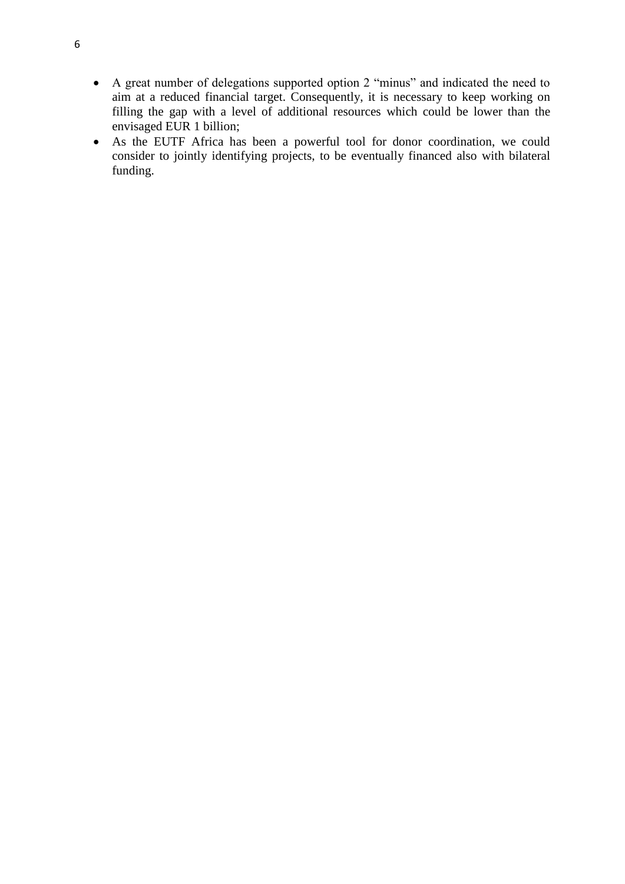- A great number of delegations supported option 2 "minus" and indicated the need to aim at a reduced financial target. Consequently, it is necessary to keep working on filling the gap with a level of additional resources which could be lower than the envisaged EUR 1 billion;
- As the EUTF Africa has been a powerful tool for donor coordination, we could consider to jointly identifying projects, to be eventually financed also with bilateral funding.